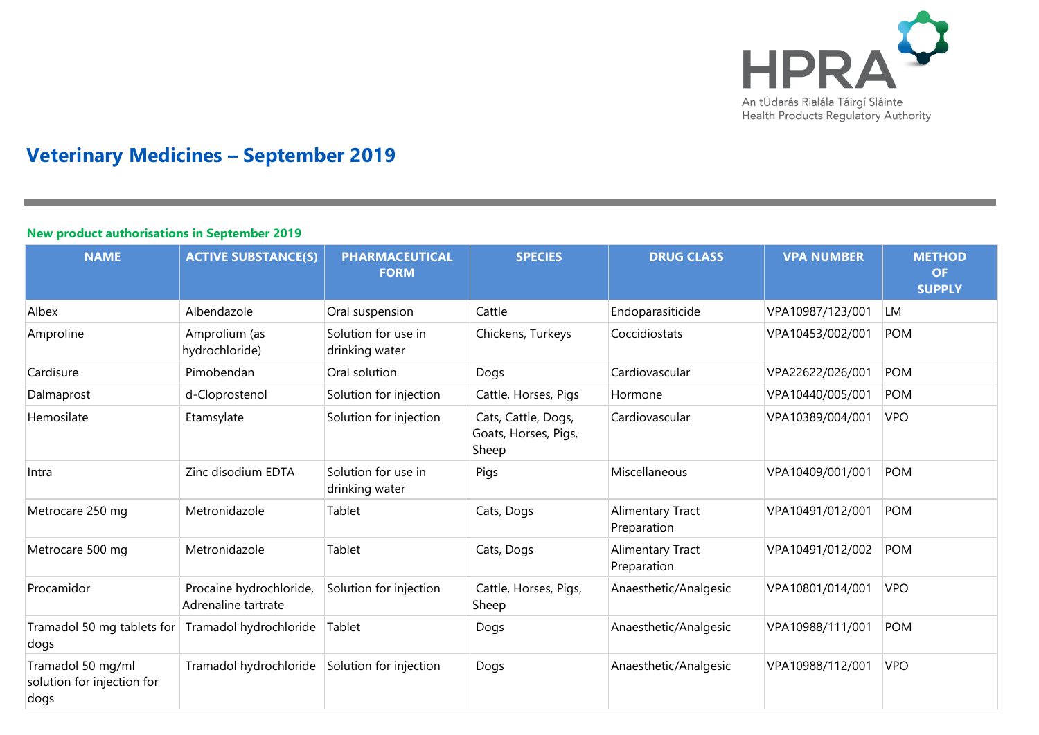# Veterinary Medicines – September 2019

**New product authorisations in September 2019**

| NAME | ACTIVE SUBSTANCE(S) | PHARMACEUTICAL FORM | SPECIES | DRUG CLASS | VPA NUMBER | METHOD OF SUPPLY |
|---|---|---|---|---|---|---|
| Albex | Albendazole | Oral suspension | Cattle | Endoparasiticide | VPA10987/123/001 | LM |
| Amproline | Amprolium (as hydrochloride) | Solution for use in drinking water | Chickens, Turkeys | Coccidiostats | VPA10453/002/001 | POM |
| Cardisure | Pimobendan | Oral solution | Dogs | Cardiovascular | VPA22622/026/001 | POM |
| Dalmaprost | d-Cloprostenol | Solution for injection | Cattle, Horses, Pigs | Hormone | VPA10440/005/001 | POM |
| Hemosilate | Etamsylate | Solution for injection | Cats, Cattle, Dogs, Goats, Horses, Pigs, Sheep | Cardiovascular | VPA10389/004/001 | VPO |
| Intra | Zinc disodium EDTA | Solution for use in drinking water | Pigs | Miscellaneous | VPA10409/001/001 | POM |
| Metrocare 250 mg | Metronidazole | Tablet | Cats, Dogs | Alimentary Tract Preparation | VPA10491/012/001 | POM |
| Metrocare 500 mg | Metronidazole | Tablet | Cats, Dogs | Alimentary Tract Preparation | VPA10491/012/002 | POM |
| Procamidor | Procaine hydrochloride, Adrenaline tartrate | Solution for injection | Cattle, Horses, Pigs, Sheep | Anaesthetic/Analgesic | VPA10801/014/001 | VPO |
| Tramadol 50 mg tablets for dogs | Tramadol hydrochloride | Tablet | Dogs | Anaesthetic/Analgesic | VPA10988/111/001 | POM |
| Tramadol 50 mg/ml solution for injection for dogs | Tramadol hydrochloride | Solution for injection | Dogs | Anaesthetic/Analgesic | VPA10988/112/001 | VPO |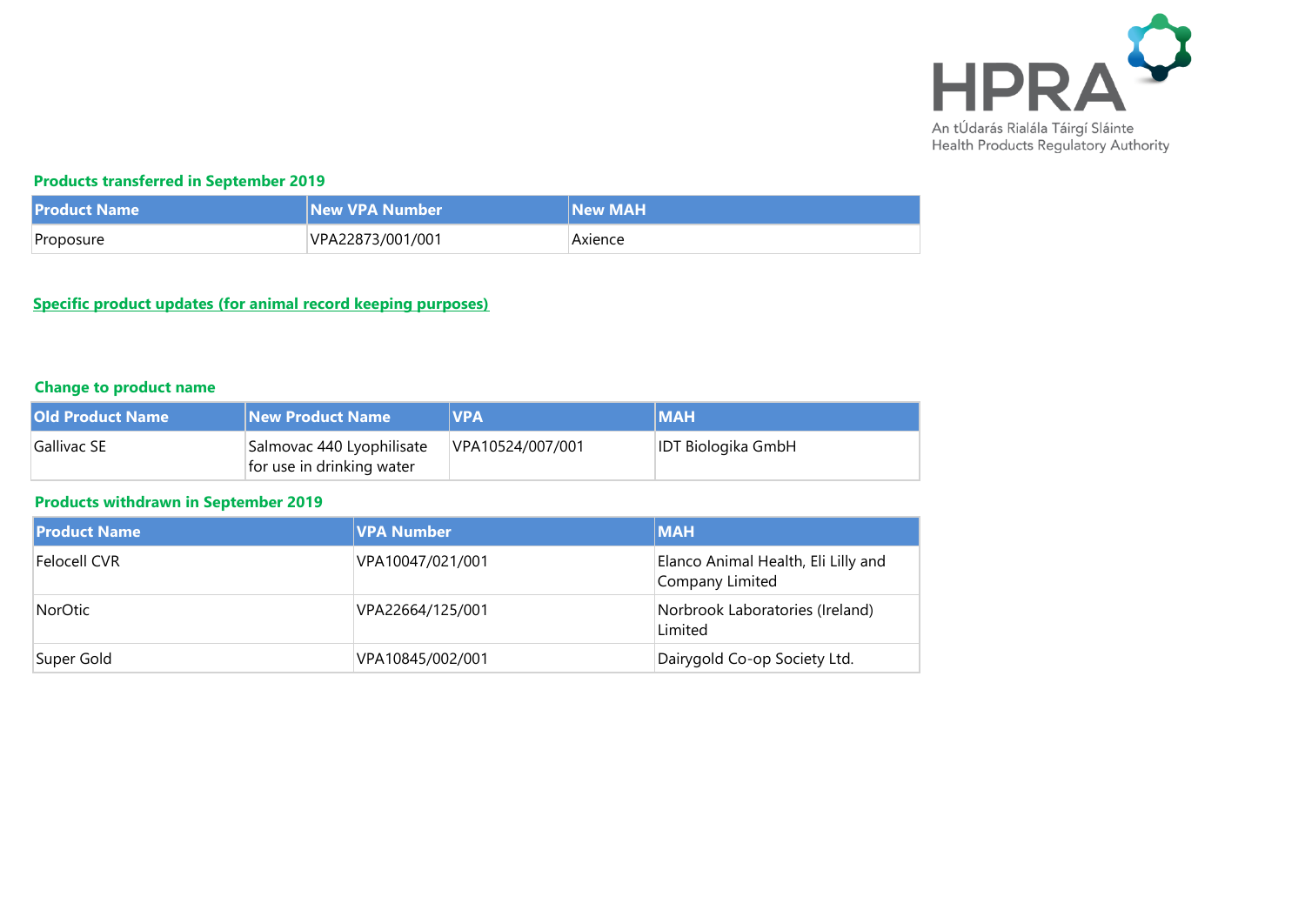## Products transferred in September 2019

| Product Name | New VPA Number | New MAH |
|---|---|---|
| Proposure | VPA22873/001/001 | Axience |

## Specific product updates (for animal record keeping purposes)

### Change to product name

| Old Product Name | New Product Name | VPA | MAH |
|---|---|---|---|
| Gallivac SE | Salmovac 440 Lyophilisate for use in drinking water | VPA10524/007/001 | IDT Biologika GmbH |

### Products withdrawn in September 2019

| Product Name | VPA Number | MAH |
|---|---|---|
| Felocell CVR | VPA10047/021/001 | Elanco Animal Health, Eli Lilly and Company Limited |
| NorOtic | VPA22664/125/001 | Norbrook Laboratories (Ireland) Limited |
| Super Gold | VPA10845/002/001 | Dairygold Co-op Society Ltd. |